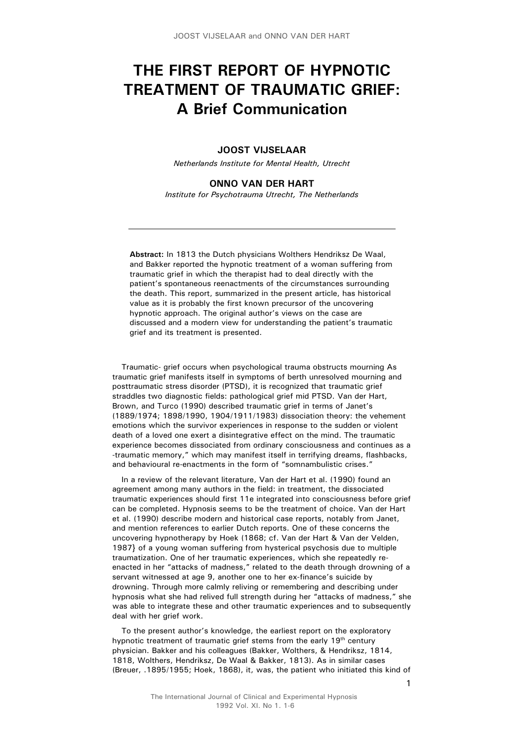# THE FIRST REPORT OF HYPNOTIC TREATMENT OF TRAUMATIC GRIEF: A Brief Communication

**JOOST VIJSELAAR**

*Netherlands Institute for Mental Health, Utrecht*

**ONNO VAN DER HART**

*Institute for Psychotrauma Utrecht, The Netherlands*

---

**Abstract:** In 1813 the Dutch physicians Wolthers Hendriksz De Waal, and Bakker reported the hypnotic treatment of a woman suffering from traumatic grief in which the therapist had to deal directly with the patient's spontaneous reenactments of the circumstances surrounding the death. This report, summarized in the present article, has historical value as it is probably the first known precursor of the uncovering hypnotic approach. The original author's views on the case are discussed and a modern view for understanding the patient's traumatic grief and its treatment is presented.

Traumatic- grief occurs when psychological trauma obstructs mourning As traumatic grief manifests itself in symptoms of berth unresolved mourning and posttraumatic stress disorder (PTSD), it is recognized that traumatic grief straddles two diagnostic fields: pathological grief mid PTSD. Van der Hart, Brown, and Turco (1990) described traumatic grief in terms of Janet's (1889/1974; 1898/1990, 1904/1911/1983) dissociation theory: the vehement emotions which the survivor experiences in response to the sudden or violent death of a loved one exert a disintegrative effect on the mind. The traumatic experience becomes dissociated from ordinary consciousness and continues as a -traumatic memory," which may manifest itself in terrifying dreams, flashbacks, and behavioural re-enactments in the form of "somnambulistic crises."

In a review of the relevant literature, Van der Hart et al. (1990) found an agreement among many authors in the field: in treatment, the dissociated traumatic experiences should first 11e integrated into consciousness before grief can be completed. Hypnosis seems to be the treatment of choice. Van der Hart et al. (1990) describe modern and historical case reports, notably from Janet, and mention references to earlier Dutch reports. One of these concerns the uncovering hypnotherapy by Hoek (1868; cf. Van der Hart & Van der Velden, 1987} of a young woman suffering from hysterical psychosis due to multiple traumatization. One of her traumatic experiences, which she repeatedly re-enacted in her "attacks of madness," related to the death through drowning of a servant witnessed at age 9, another one to her ex-finance's suicide by drowning. Through more calmly reliving or remembering and describing under hypnosis what she had relived full strength during her "attacks of madness," she was able to integrate these and other traumatic experiences and to subsequently deal with her grief work.

To the present author's knowledge, the earliest report on the exploratory hypnotic treatment of traumatic grief stems from the early 19th century physician. Bakker and his colleagues (Bakker, Wolthers, & Hendriksz, 1814, 1818, Wolthers, Hendriksz, De Waal & Bakker, 1813). As in similar cases (Breuer, .1895/1955; Hoek, 1868), it, was, the patient who initiated this kind of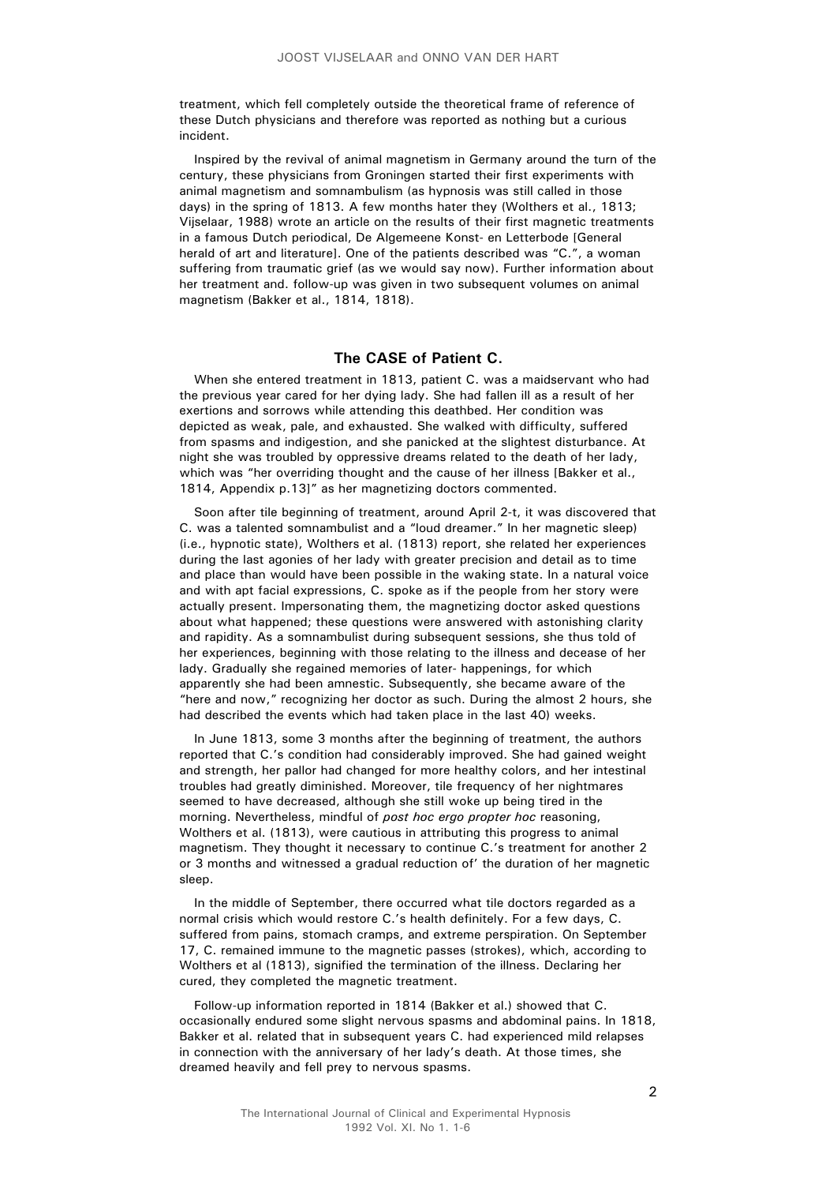treatment, which fell completely outside the theoretical frame of reference of these Dutch physicians and therefore was reported as nothing but a curious incident.

Inspired by the revival of animal magnetism in Germany around the turn of the century, these physicians from Groningen started their first experiments with animal magnetism and somnambulism (as hypnosis was still called in those days) in the spring of 1813. A few months hater they (Wolthers et al., 1813; Vijselaar, 1988) wrote an article on the results of their first magnetic treatments in a famous Dutch periodical, De Algemeene Konst- en Letterbode [General herald of art and literature]. One of the patients described was "C.", a woman suffering from traumatic grief (as we would say now). Further information about her treatment and. follow-up was given in two subsequent volumes on animal magnetism (Bakker et al., 1814, 1818).

## The CASE of Patient C.

When she entered treatment in 1813, patient C. was a maidservant who had the previous year cared for her dying lady. She had fallen ill as a result of her exertions and sorrows while attending this deathbed. Her condition was depicted as weak, pale, and exhausted. She walked with difficulty, suffered from spasms and indigestion, and she panicked at the slightest disturbance. At night she was troubled by oppressive dreams related to the death of her lady, which was "her overriding thought and the cause of her illness [Bakker et al., 1814, Appendix p.13]" as her magnetizing doctors commented.

Soon after tile beginning of treatment, around April 2-t, it was discovered that C. was a talented somnambulist and a "loud dreamer." In her magnetic sleep) (i.e., hypnotic state), Wolthers et al. (1813) report, she related her experiences during the last agonies of her lady with greater precision and detail as to time and place than would have been possible in the waking state. In a natural voice and with apt facial expressions, C. spoke as if the people from her story were actually present. Impersonating them, the magnetizing doctor asked questions about what happened; these questions were answered with astonishing clarity and rapidity. As a somnambulist during subsequent sessions, she thus told of her experiences, beginning with those relating to the illness and decease of her lady. Gradually she regained memories of later- happenings, for which apparently she had been amnestic. Subsequently, she became aware of the "here and now," recognizing her doctor as such. During the almost 2 hours, she had described the events which had taken place in the last 40) weeks.

In June 1813, some 3 months after the beginning of treatment, the authors reported that C.'s condition had considerably improved. She had gained weight and strength, her pallor had changed for more healthy colors, and her intestinal troubles had greatly diminished. Moreover, tile frequency of her nightmares seemed to have decreased, although she still woke up being tired in the morning. Nevertheless, mindful of *post hoc ergo propter hoc* reasoning, Wolthers et al. (1813), were cautious in attributing this progress to animal magnetism. They thought it necessary to continue C.'s treatment for another 2 or 3 months and witnessed a gradual reduction of' the duration of her magnetic sleep.

In the middle of September, there occurred what tile doctors regarded as a normal crisis which would restore C.'s health definitely. For a few days, C. suffered from pains, stomach cramps, and extreme perspiration. On September 17, C. remained immune to the magnetic passes (strokes), which, according to Wolthers et al (1813), signified the termination of the illness. Declaring her cured, they completed the magnetic treatment.

Follow-up information reported in 1814 (Bakker et al.) showed that C. occasionally endured some slight nervous spasms and abdominal pains. In 1818, Bakker et al. related that in subsequent years C. had experienced mild relapses in connection with the anniversary of her lady's death. At those times, she dreamed heavily and fell prey to nervous spasms.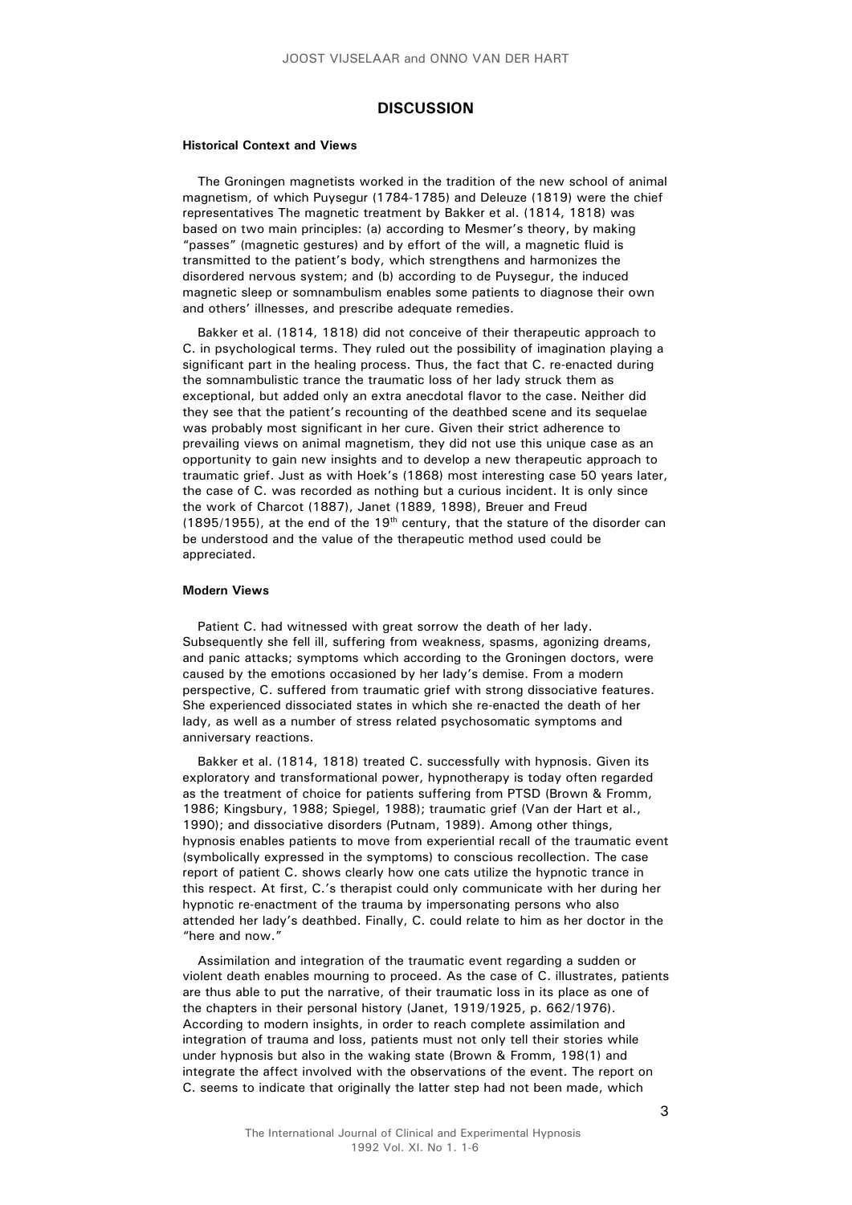## DISCUSSION

### Historical Context and Views

The Groningen magnetists worked in the tradition of the new school of animal magnetism, of which Puysegur (1784-1785) and Deleuze (1819) were the chief representatives The magnetic treatment by Bakker et al. (1814, 1818) was based on two main principles: (a) according to Mesmer's theory, by making "passes" (magnetic gestures) and by effort of the will, a magnetic fluid is transmitted to the patient's body, which strengthens and harmonizes the disordered nervous system; and (b) according to de Puysegur, the induced magnetic sleep or somnambulism enables some patients to diagnose their own and others' illnesses, and prescribe adequate remedies.

Bakker et al. (1814, 1818) did not conceive of their therapeutic approach to C. in psychological terms. They ruled out the possibility of imagination playing a significant part in the healing process. Thus, the fact that C. re-enacted during the somnambulistic trance the traumatic loss of her lady struck them as exceptional, but added only an extra anecdotal flavor to the case. Neither did they see that the patient's recounting of the deathbed scene and its sequelae was probably most significant in her cure. Given their strict adherence to prevailing views on animal magnetism, they did not use this unique case as an opportunity to gain new insights and to develop a new therapeutic approach to traumatic grief. Just as with Hoek's (1868) most interesting case 50 years later, the case of C. was recorded as nothing but a curious incident. It is only since the work of Charcot (1887), Janet (1889, 1898), Breuer and Freud (1895/1955), at the end of the 19th century, that the stature of the disorder can be understood and the value of the therapeutic method used could be appreciated.

### Modern Views

Patient C. had witnessed with great sorrow the death of her lady. Subsequently she fell ill, suffering from weakness, spasms, agonizing dreams, and panic attacks; symptoms which according to the Groningen doctors, were caused by the emotions occasioned by her lady's demise. From a modern perspective, C. suffered from traumatic grief with strong dissociative features. She experienced dissociated states in which she re-enacted the death of her lady, as well as a number of stress related psychosomatic symptoms and anniversary reactions.

Bakker et al. (1814, 1818) treated C. successfully with hypnosis. Given its exploratory and transformational power, hypnotherapy is today often regarded as the treatment of choice for patients suffering from PTSD (Brown & Fromm, 1986; Kingsbury, 1988; Spiegel, 1988); traumatic grief (Van der Hart et al., 1990); and dissociative disorders (Putnam, 1989). Among other things, hypnosis enables patients to move from experiential recall of the traumatic event (symbolically expressed in the symptoms) to conscious recollection. The case report of patient C. shows clearly how one cats utilize the hypnotic trance in this respect. At first, C.'s therapist could only communicate with her during her hypnotic re-enactment of the trauma by impersonating persons who also attended her lady's deathbed. Finally, C. could relate to him as her doctor in the "here and now."

Assimilation and integration of the traumatic event regarding a sudden or violent death enables mourning to proceed. As the case of C. illustrates, patients are thus able to put the narrative, of their traumatic loss in its place as one of the chapters in their personal history (Janet, 1919/1925, p. 662/1976). According to modern insights, in order to reach complete assimilation and integration of trauma and loss, patients must not only tell their stories while under hypnosis but also in the waking state (Brown & Fromm, 198(1) and integrate the affect involved with the observations of the event. The report on C. seems to indicate that originally the latter step had not been made, which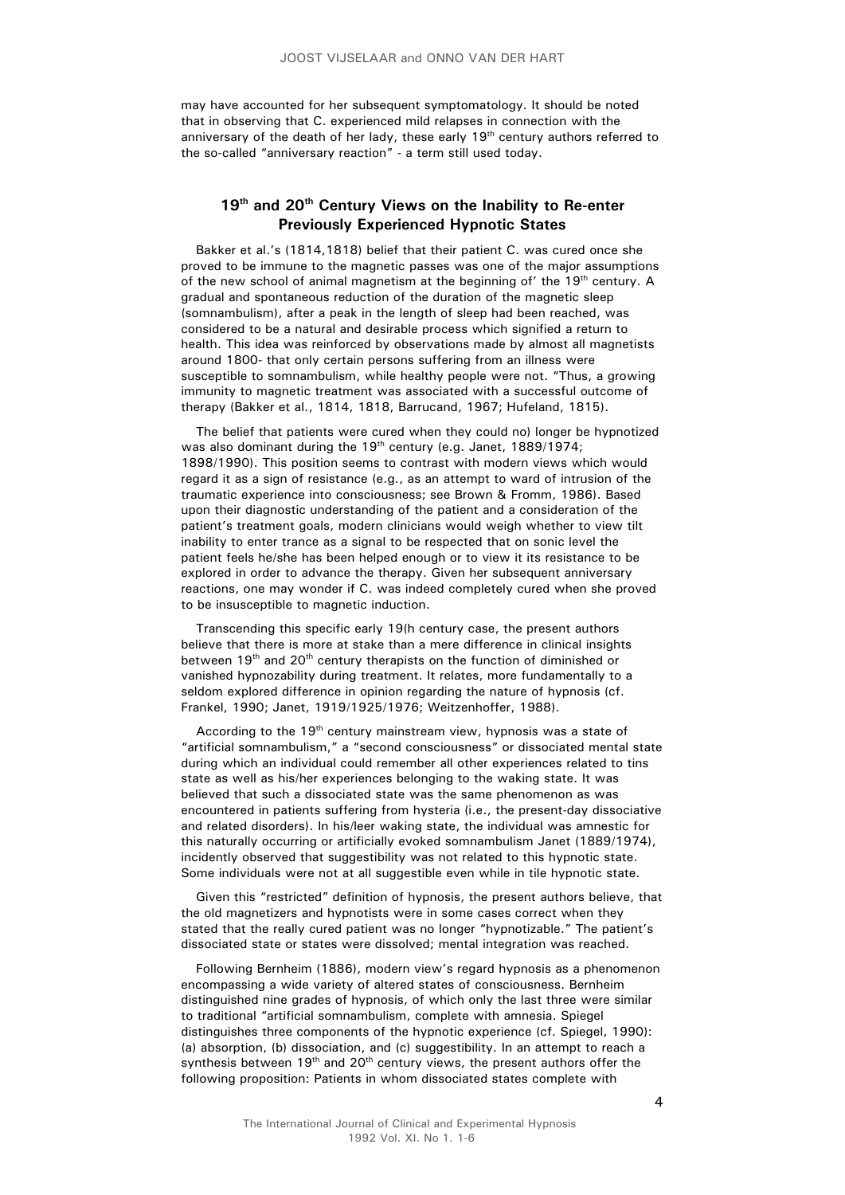may have accounted for her subsequent symptomatology. It should be noted that in observing that C. experienced mild relapses in connection with the anniversary of the death of her lady, these early 19th century authors referred to the so-called "anniversary reaction" - a term still used today.

## 19th and 20th Century Views on the Inability to Re-enter Previously Experienced Hypnotic States

Bakker et al.'s (1814,1818) belief that their patient C. was cured once she proved to be immune to the magnetic passes was one of the major assumptions of the new school of animal magnetism at the beginning of' the 19th century. A gradual and spontaneous reduction of the duration of the magnetic sleep (somnambulism), after a peak in the length of sleep had been reached, was considered to be a natural and desirable process which signified a return to health. This idea was reinforced by observations made by almost all magnetists around 1800- that only certain persons suffering from an illness were susceptible to somnambulism, while healthy people were not. "Thus, a growing immunity to magnetic treatment was associated with a successful outcome of therapy (Bakker et al., 1814, 1818, Barrucand, 1967; Hufeland, 1815).

The belief that patients were cured when they could no) longer be hypnotized was also dominant during the 19th century (e.g. Janet, 1889/1974; 1898/1990). This position seems to contrast with modern views which would regard it as a sign of resistance (e.g., as an attempt to ward of intrusion of the traumatic experience into consciousness; see Brown & Fromm, 1986). Based upon their diagnostic understanding of the patient and a consideration of the patient's treatment goals, modern clinicians would weigh whether to view tilt inability to enter trance as a signal to be respected that on sonic level the patient feels he/she has been helped enough or to view it its resistance to be explored in order to advance the therapy. Given her subsequent anniversary reactions, one may wonder if C. was indeed completely cured when she proved to be insusceptible to magnetic induction.

Transcending this specific early 19(h century case, the present authors believe that there is more at stake than a mere difference in clinical insights between 19th and 20th century therapists on the function of diminished or vanished hypnozability during treatment. It relates, more fundamentally to a seldom explored difference in opinion regarding the nature of hypnosis (cf. Frankel, 1990; Janet, 1919/1925/1976; Weitzenhoffer, 1988).

According to the 19th century mainstream view, hypnosis was a state of "artificial somnambulism," a "second consciousness" or dissociated mental state during which an individual could remember all other experiences related to tins state as well as his/her experiences belonging to the waking state. It was believed that such a dissociated state was the same phenomenon as was encountered in patients suffering from hysteria (i.e., the present-day dissociative and related disorders). In his/leer waking state, the individual was amnestic for this naturally occurring or artificially evoked somnambulism Janet (1889/1974), incidently observed that suggestibility was not related to this hypnotic state. Some individuals were not at all suggestible even while in tile hypnotic state.

Given this "restricted" definition of hypnosis, the present authors believe, that the old magnetizers and hypnotists were in some cases correct when they stated that the really cured patient was no longer "hypnotizable." The patient's dissociated state or states were dissolved; mental integration was reached.

Following Bernheim (1886), modern view's regard hypnosis as a phenomenon encompassing a wide variety of altered states of consciousness. Bernheim distinguished nine grades of hypnosis, of which only the last three were similar to traditional "artificial somnambulism, complete with amnesia. Spiegel distinguishes three components of the hypnotic experience (cf. Spiegel, 1990): (a) absorption, (b) dissociation, and (c) suggestibility. In an attempt to reach a synthesis between 19th and 20th century views, the present authors offer the following proposition: Patients in whom dissociated states complete with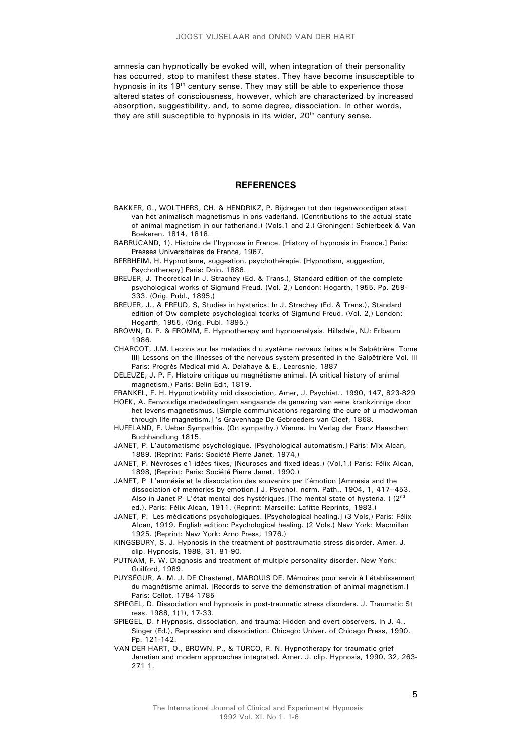amnesia can hypnotically be evoked will, when integration of their personality has occurred, stop to manifest these states. They have become insusceptible to hypnosis in its 19th century sense. They may still be able to experience those altered states of consciousness, however, which are characterized by increased absorption, suggestibility, and, to some degree, dissociation. In other words, they are still susceptible to hypnosis in its wider, 20th century sense.

## REFERENCES

BAKKER, G., WOLTHERS, CH. & HENDRIKZ, P. Bijdragen tot den tegenwoordigen staat van het animalisch magnetismus in ons vaderland. [Contributions to the actual state of animal magnetism in our fatherland.) (Vols.1 and 2.) Groningen: Schierbeek & Van Boekeren, 1814, 1818.

BARRUCAND, 1). Histoire de l'hypnose in France. [History of hypnosis in France.] Paris: Presses Universitaires de France, 1967.

BERBHEIM, H, Hypnotisme, suggestion, psychothérapie. [Hypnotism, suggestion, Psychotherapy] Paris: Doin, 1886.

BREUER, J. Theoretical In J. Strachey (Ed. & Trans.), Standard edition of the complete psychological works of Sigmund Freud. (Vol. 2,) London: Hogarth, 1955. Pp. 259-333. (Orig. Publ., 1895,)

BREUER, J., & FREUD, S, Studies in hysterics. In J. Strachey (Ed. & Trans.), Standard edition of Ow complete psychological tcorks of Sigmund Freud. (Vol. 2,) London: Hogarth, 1955, (Orig. Publ. 1895.)

BROWN, D. P. & FROMM, E. Hypnotherapy and hypnoanalysis. Hillsdale, NJ: Erlbaum 1986.

CHARCOT, J.M. Lecons sur les maladies d u système nerveux faites a la Salpêtrière Tome III] Lessons on the illnesses of the nervous system presented in the Salpêtrière Vol. III Paris: Progrès Medical mid A. Delahaye & E., Lecrosnie, 1887

DELEUZE, J. P. F, Histoire critique ou magnétisme animal. [A critical history of animal magnetism.) Paris: Belin Edit, 1819.

FRANKEL, F. H. Hypnotizability mid dissociation, Amer, J. Psychiat., 1990, 147, 823-829

HOEK, A. Eenvoudige mededeelingen aangaande de genezing van eene krankzinnige door het levens-magnetismus. [Simple communications regarding the cure of u madwoman through life-magnetism.] 's Gravenhage De Gebroeders van Cleef, 1868.

HUFELAND, F. Ueber Sympathie. (On sympathy.) Vienna. Im Verlag der Franz Haaschen Buchhandlung 1815.

JANET, P. L'automatisme psychologique. [Psychological automatism.] Paris: Mix Alcan, 1889. (Reprint: Paris: Société Pierre Janet, 1974,)

JANET, P. Névroses e1 idées fixes, [Neuroses and fixed ideas.) (Vol,1,) Paris: Félix Alcan, 1898, (Reprint: Paris: Société Pierre Janet, 1990.)

JANET, P L'amnésie et la dissociation des souvenirs par l'émotion [Amnesia and the dissociation of memories by emotion.] J. Psycho(. norm. Path., 1904, 1, 417--453. Also in Janet P L'état mental des hystériques.[The mental state of hysteria. ( (2nd ed.). Paris: Félix Alcan, 1911. (Reprint: Marseille: Lafitte Reprints, 1983.)

JANET, P. Les médications psychologiques. [Psychological healing.] (3 Vols,) Paris: Félix Alcan, 1919. English edition: Psychological healing. (2 Vols.) New York: Macmillan 1925. (Reprint: New York: Arno Press, 1976.)

KINGSBURY, S. J. Hypnosis in the treatment of posttraumatic stress disorder. Amer. J. clip. Hypnosis, 1988, 31. 81-90.

PUTNAM, F. W. Diagnosis and treatment of multiple personality disorder. New York: Guilford, 1989.

PUYSÉGUR, A. M. J. DE Chastenet, MARQUIS DE. Mémoires pour servir à l établissement du magnétisme animal. [Records to serve the demonstration of animal magnetism.] Paris: Cellot, 1784-1785

SPIEGEL, D. Dissociation and hypnosis in post-traumatic stress disorders. J. Traumatic St ress. 1988, 1(1), 17-33.

SPIEGEL, D. f Hypnosis, dissociation, and trauma: Hidden and overt observers. In J. 4.. Singer (Ed.), Repression and dissociation. Chicago: Univer. of Chicago Press, 1990. Pp. 121-142.

VAN DER HART, O., BROWN, P., & TURCO, R. N. Hypnotherapy for traumatic grief Janetian and modern approaches integrated. Arner. J. clip. Hypnosis, 1990, 32, 263-271 1.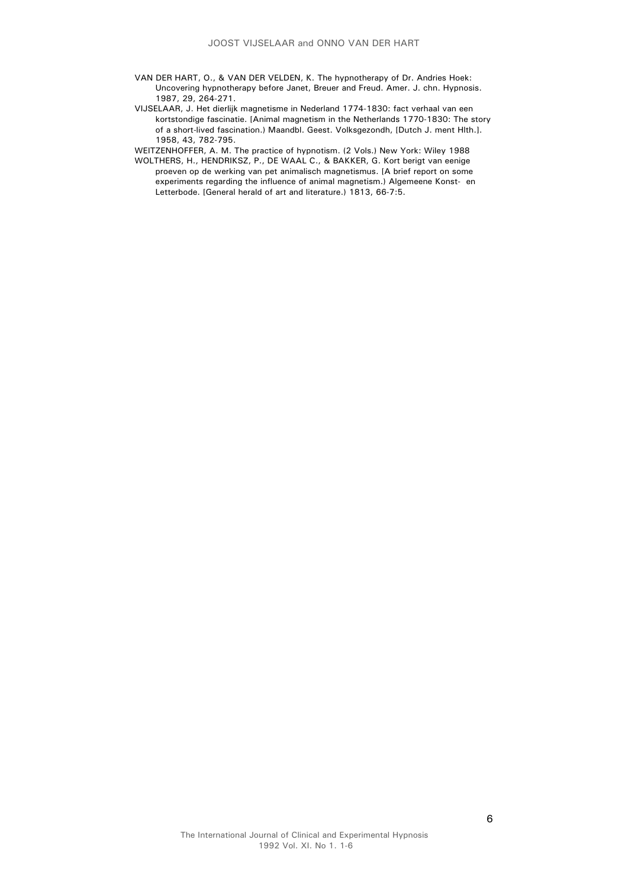VAN DER HART, O., & VAN DER VELDEN, K. The hypnotherapy of Dr. Andries Hoek: Uncovering hypnotherapy before Janet, Breuer and Freud. Amer. J. chn. Hypnosis. 1987, 29, 264-271.

VIJSELAAR, J. Het dierlijk magnetisme in Nederland 1774-1830: fact verhaal van een kortstondige fascinatie. [Animal magnetism in the Netherlands 1770-1830: The story of a short-lived fascination.) Maandbl. Geest. Volksgezondh, [Dutch J. ment Hlth.]. 1958, 43, 782-795.

WEITZENHOFFER, A. M. The practice of hypnotism. (2 Vols.) New York: Wiley 1988

WOLTHERS, H., HENDRIKSZ, P., DE WAAL C., & BAKKER, G. Kort berigt van eenige proeven op de werking van pet animalisch magnetismus. [A brief report on some experiments regarding the influence of animal magnetism.) Algemeene Konst- en Letterbode. [General herald of art and literature.) 1813, 66-7:5.